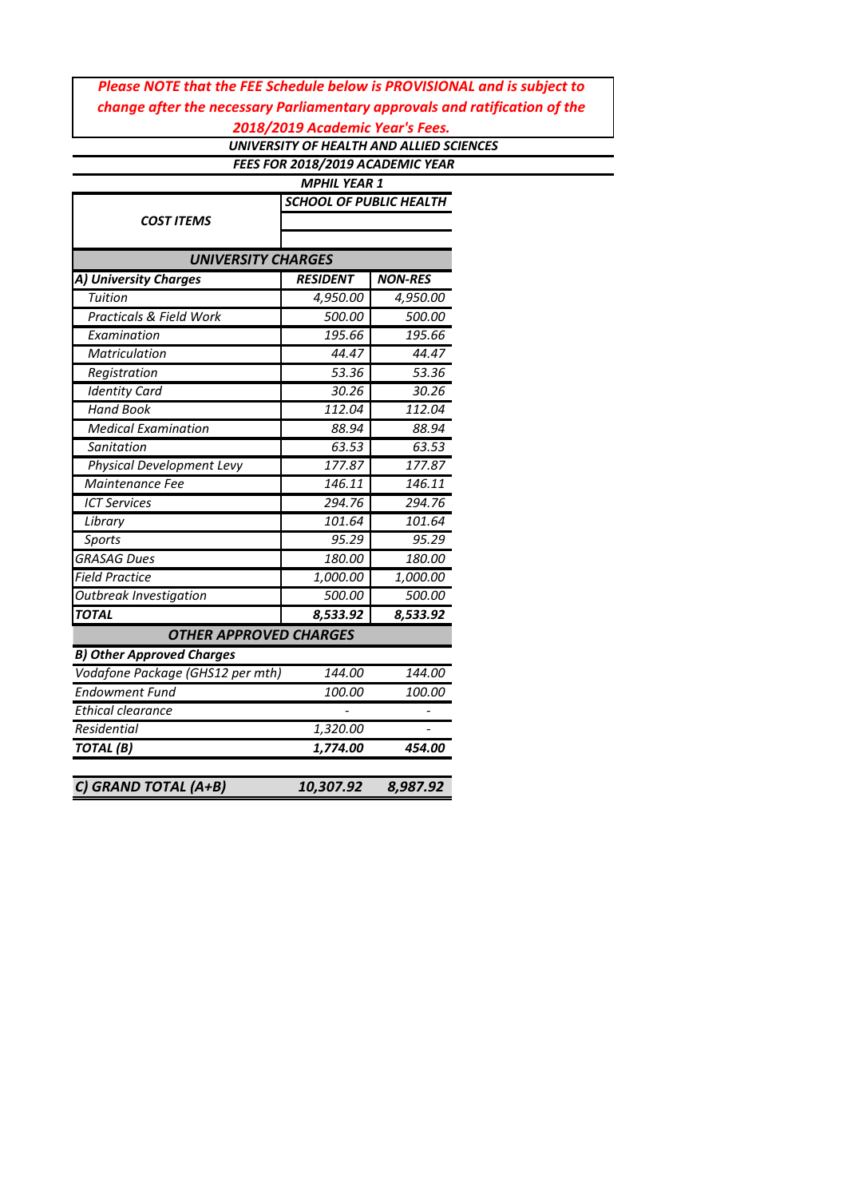*Please NOTE that the FEE Schedule below is PROVISIONAL and is subject to change after the necessary Parliamentary approvals and ratification of the 2018/2019 Academic Year's Fees.*

***UNIVERSITY OF HEALTH AND ALLIED SCIENCES***

***FEES FOR 2018/2019 ACADEMIC YEAR***

***MPHIL YEAR 1***

| ***COST ITEMS*** | ***SCHOOL OF PUBLIC HEALTH*** | |
|---|---|---|
| ***UNIVERSITY CHARGES*** | | |
| ***A) University Charges*** | ***RESIDENT*** | ***NON-RES*** |
| *Tuition* | *4,950.00* | *4,950.00* |
| *Practicals & Field Work* | *500.00* | *500.00* |
| *Examination* | *195.66* | *195.66* |
| *Matriculation* | *44.47* | *44.47* |
| *Registration* | *53.36* | *53.36* |
| *Identity Card* | *30.26* | *30.26* |
| *Hand Book* | *112.04* | *112.04* |
| *Medical Examination* | *88.94* | *88.94* |
| *Sanitation* | *63.53* | *63.53* |
| *Physical Development Levy* | *177.87* | *177.87* |
| *Maintenance Fee* | *146.11* | *146.11* |
| *ICT Services* | *294.76* | *294.76* |
| *Library* | *101.64* | *101.64* |
| *Sports* | *95.29* | *95.29* |
| *GRASAG Dues* | *180.00* | *180.00* |
| *Field Practice* | *1,000.00* | *1,000.00* |
| *Outbreak Investigation* | *500.00* | *500.00* |
| ***TOTAL*** | ***8,533.92*** | ***8,533.92*** |
| ***OTHER APPROVED CHARGES*** | | |
| ***B) Other Approved Charges*** | | |
| *Vodafone Package (GHS12 per mth)* | *144.00* | *144.00* |
| *Endowment Fund* | *100.00* | *100.00* |
| *Ethical clearance* | - | - |
| *Residential* | *1,320.00* | - |
| ***TOTAL (B)*** | ***1,774.00*** | ***454.00*** |
| | | |
| ***C) GRAND TOTAL (A+B)*** | ***10,307.92*** | ***8,987.92*** |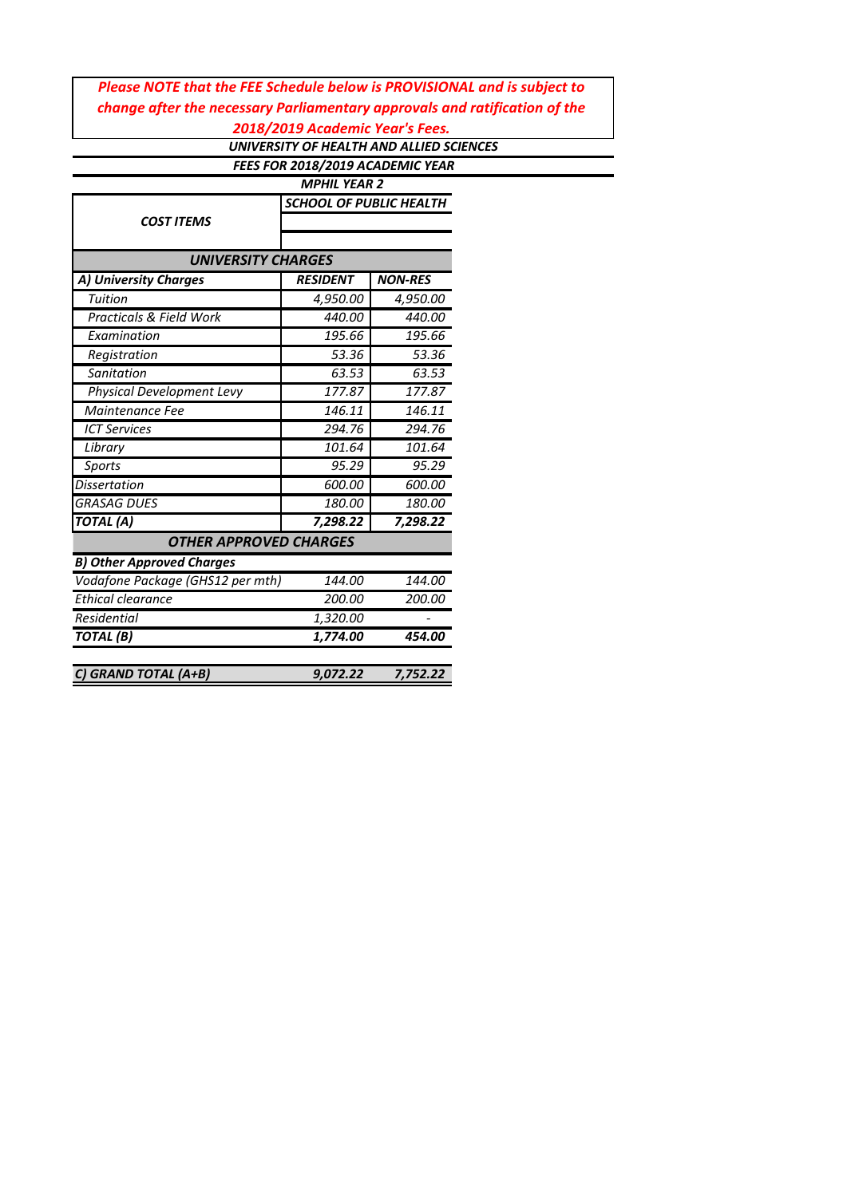***Please NOTE that the FEE Schedule below is PROVISIONAL and is subject to change after the necessary Parliamentary approvals and ratification of the 2018/2019 Academic Year's Fees.***

***UNIVERSITY OF HEALTH AND ALLIED SCIENCES***

***FEES FOR 2018/2019 ACADEMIC YEAR***

***MPHIL YEAR 2***

| *COST ITEMS* | *SCHOOL OF PUBLIC HEALTH* | |
|---|---|---|
| ***UNIVERSITY CHARGES*** | | |
| ***A) University Charges*** | ***RESIDENT*** | ***NON-RES*** |
| *Tuition* | *4,950.00* | *4,950.00* |
| *Practicals & Field Work* | *440.00* | *440.00* |
| *Examination* | *195.66* | *195.66* |
| *Registration* | *53.36* | *53.36* |
| *Sanitation* | *63.53* | *63.53* |
| *Physical Development Levy* | *177.87* | *177.87* |
| *Maintenance Fee* | *146.11* | *146.11* |
| *ICT Services* | *294.76* | *294.76* |
| *Library* | *101.64* | *101.64* |
| *Sports* | *95.29* | *95.29* |
| *Dissertation* | *600.00* | *600.00* |
| *GRASAG DUES* | *180.00* | *180.00* |
| ***TOTAL (A)*** | ***7,298.22*** | ***7,298.22*** |
| ***OTHER APPROVED CHARGES*** | | |
| ***B) Other Approved Charges*** | | |
| *Vodafone Package (GHS12 per mth)* | *144.00* | *144.00* |
| *Ethical clearance* | *200.00* | *200.00* |
| *Residential* | *1,320.00* | *-* |
| ***TOTAL (B)*** | ***1,774.00*** | ***454.00*** |
| ***C) GRAND TOTAL (A+B)*** | ***9,072.22*** | ***7,752.22*** |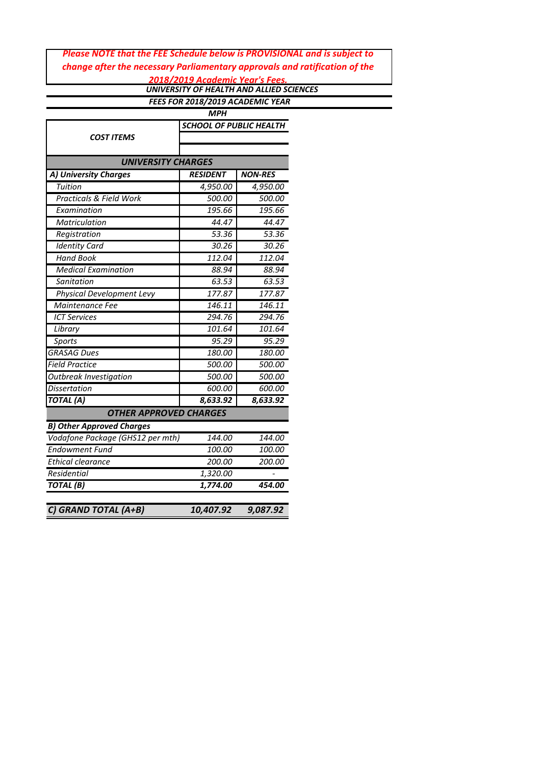*Please NOTE that the FEE Schedule below is PROVISIONAL and is subject to change after the necessary Parliamentary approvals and ratification of the 2018/2019 Academic Year's Fees.*

**UNIVERSITY OF HEALTH AND ALLIED SCIENCES**

**FEES FOR 2018/2019 ACADEMIC YEAR**

**MPH**

| COST ITEMS | SCHOOL OF PUBLIC HEALTH | |
|---|---|---|
| **UNIVERSITY CHARGES** | | |
| **A) University Charges** | **RESIDENT** | **NON-RES** |
| Tuition | 4,950.00 | 4,950.00 |
| Practicals & Field Work | 500.00 | 500.00 |
| Examination | 195.66 | 195.66 |
| Matriculation | 44.47 | 44.47 |
| Registration | 53.36 | 53.36 |
| Identity Card | 30.26 | 30.26 |
| Hand Book | 112.04 | 112.04 |
| Medical Examination | 88.94 | 88.94 |
| Sanitation | 63.53 | 63.53 |
| Physical Development Levy | 177.87 | 177.87 |
| Maintenance Fee | 146.11 | 146.11 |
| ICT Services | 294.76 | 294.76 |
| Library | 101.64 | 101.64 |
| Sports | 95.29 | 95.29 |
| GRASAG Dues | 180.00 | 180.00 |
| Field Practice | 500.00 | 500.00 |
| Outbreak Investigation | 500.00 | 500.00 |
| Dissertation | 600.00 | 600.00 |
| **TOTAL (A)** | **8,633.92** | **8,633.92** |
| **OTHER APPROVED CHARGES** | | |
| **B) Other Approved Charges** | | |
| Vodafone Package (GHS12 per mth) | 144.00 | 144.00 |
| Endowment Fund | 100.00 | 100.00 |
| Ethical clearance | 200.00 | 200.00 |
| Residential | 1,320.00 | - |
| **TOTAL (B)** | **1,774.00** | **454.00** |
| **C) GRAND TOTAL (A+B)** | **10,407.92** | **9,087.92** |